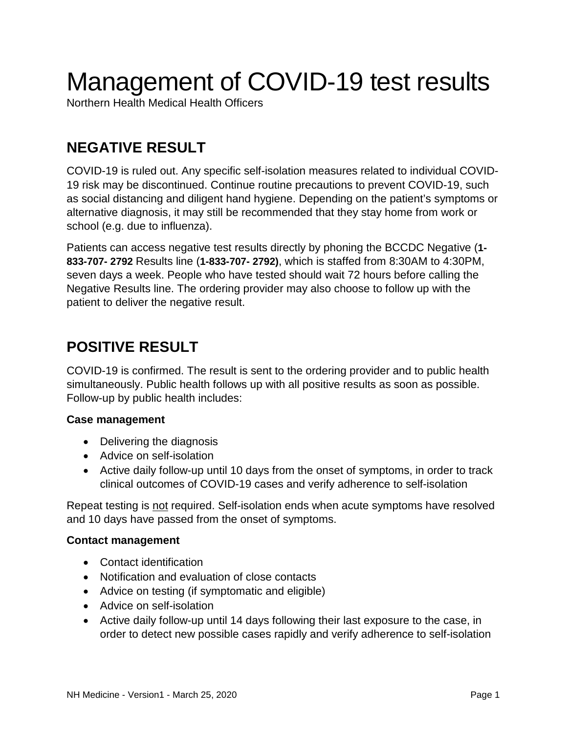# Management of COVID-19 test results

Northern Health Medical Health Officers

## NEGATIVE RESULT

COVID-19 is ruled out. Any specific self-isolation measures related to individual COVID-19 risk may be discontinued. Continue routine precautions to prevent COVID-19, such as social distancing and diligent hand hygiene. Depending on the patient's symptoms or alternative diagnosis, it may still be recommended that they stay home from work or school (e.g. due to influenza).

Patients can access negative test results directly by phoning the BCCDC Negative (**1-833-707- 2792** Results line (**1-833-707- 2792)**, which is staffed from 8:30AM to 4:30PM, seven days a week. People who have tested should wait 72 hours before calling the Negative Results line. The ordering provider may also choose to follow up with the patient to deliver the negative result.

## POSITIVE RESULT

COVID-19 is confirmed. The result is sent to the ordering provider and to public health simultaneously. Public health follows up with all positive results as soon as possible. Follow-up by public health includes:

**Case management**

- Delivering the diagnosis
- Advice on self-isolation
- Active daily follow-up until 10 days from the onset of symptoms, in order to track clinical outcomes of COVID-19 cases and verify adherence to self-isolation

Repeat testing is <u>not</u> required. Self-isolation ends when acute symptoms have resolved and 10 days have passed from the onset of symptoms.

**Contact management**

- Contact identification
- Notification and evaluation of close contacts
- Advice on testing (if symptomatic and eligible)
- Advice on self-isolation
- Active daily follow-up until 14 days following their last exposure to the case, in order to detect new possible cases rapidly and verify adherence to self-isolation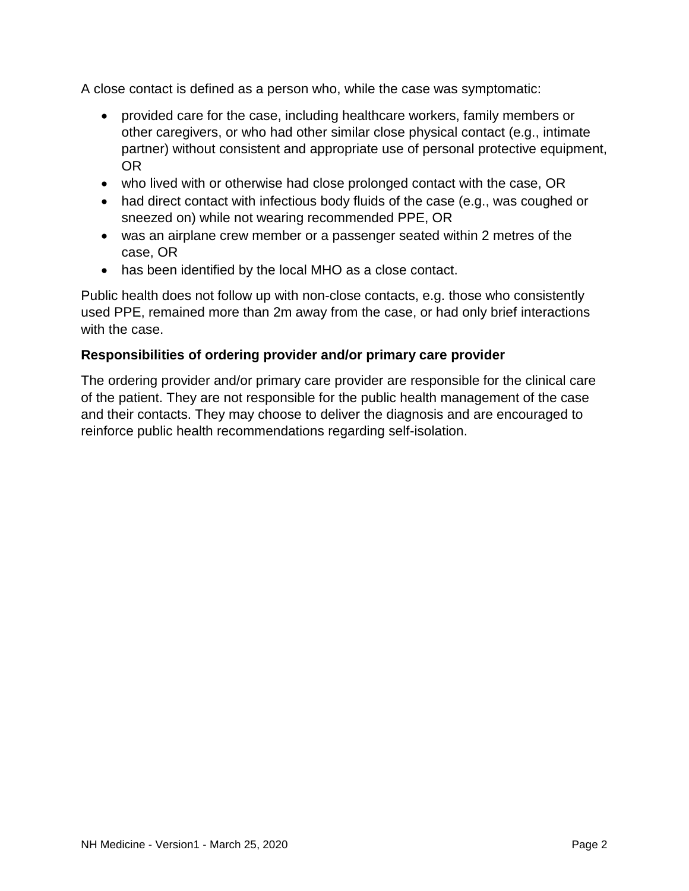A close contact is defined as a person who, while the case was symptomatic:

- provided care for the case, including healthcare workers, family members or other caregivers, or who had other similar close physical contact (e.g., intimate partner) without consistent and appropriate use of personal protective equipment, OR
- who lived with or otherwise had close prolonged contact with the case, OR
- had direct contact with infectious body fluids of the case (e.g., was coughed or sneezed on) while not wearing recommended PPE, OR
- was an airplane crew member or a passenger seated within 2 metres of the case, OR
- has been identified by the local MHO as a close contact.

Public health does not follow up with non-close contacts, e.g. those who consistently used PPE, remained more than 2m away from the case, or had only brief interactions with the case.

**Responsibilities of ordering provider and/or primary care provider**

The ordering provider and/or primary care provider are responsible for the clinical care of the patient. They are not responsible for the public health management of the case and their contacts. They may choose to deliver the diagnosis and are encouraged to reinforce public health recommendations regarding self-isolation.